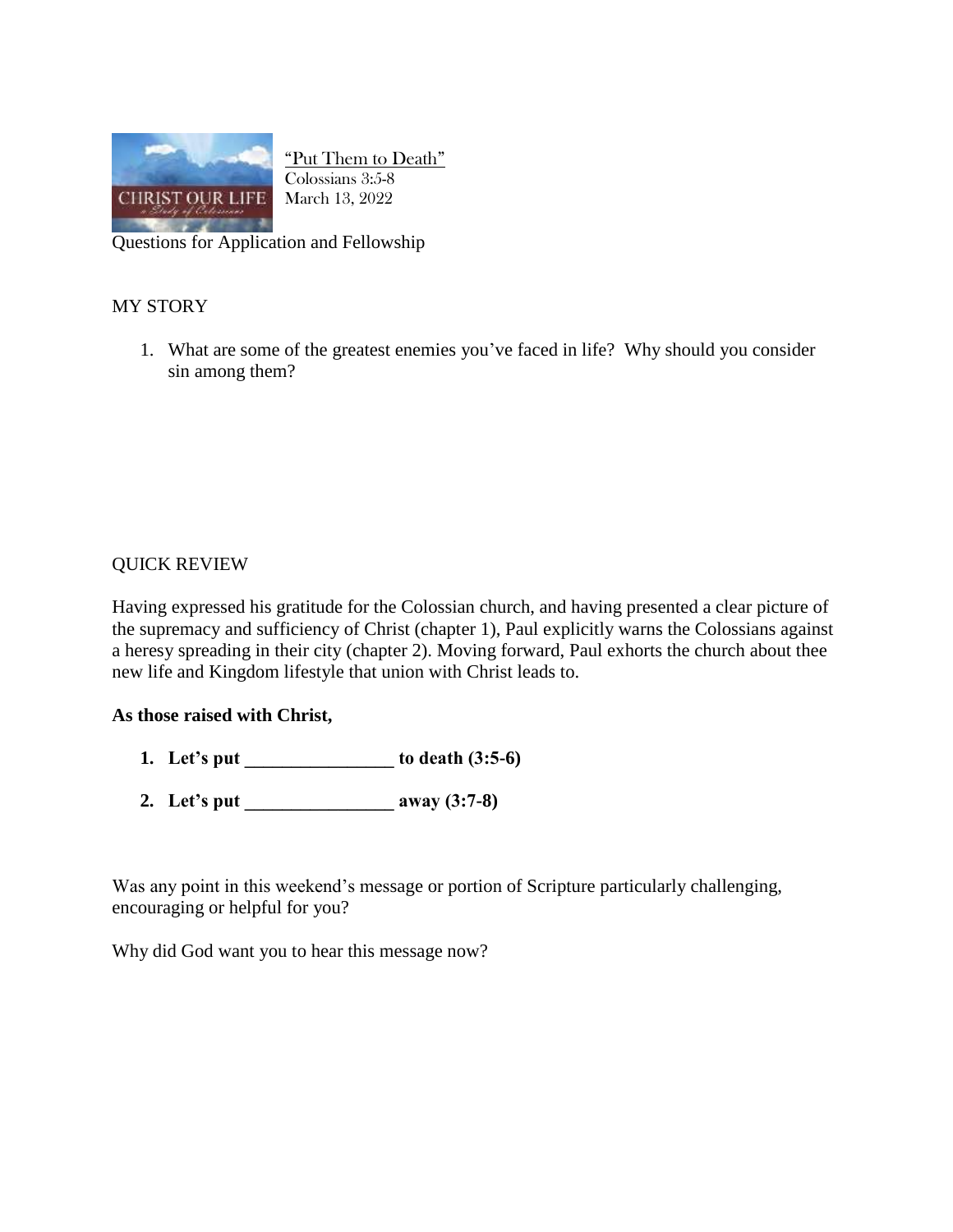"Put Them to Death"
Colossians 3:5-8
March 13, 2022

Questions for Application and Fellowship

## MY STORY

1. What are some of the greatest enemies you've faced in life? Why should you consider sin among them?

## QUICK REVIEW

Having expressed his gratitude for the Colossian church, and having presented a clear picture of the supremacy and sufficiency of Christ (chapter 1), Paul explicitly warns the Colossians against a heresy spreading in their city (chapter 2). Moving forward, Paul exhorts the church about thee new life and Kingdom lifestyle that union with Christ leads to.

**As those raised with Christ,**

1. **Let's put \_\_\_\_\_\_\_\_\_\_\_\_\_\_\_\_ to death (3:5-6)**
2. **Let's put \_\_\_\_\_\_\_\_\_\_\_\_\_\_\_\_ away (3:7-8)**

Was any point in this weekend's message or portion of Scripture particularly challenging, encouraging or helpful for you?

Why did God want you to hear this message now?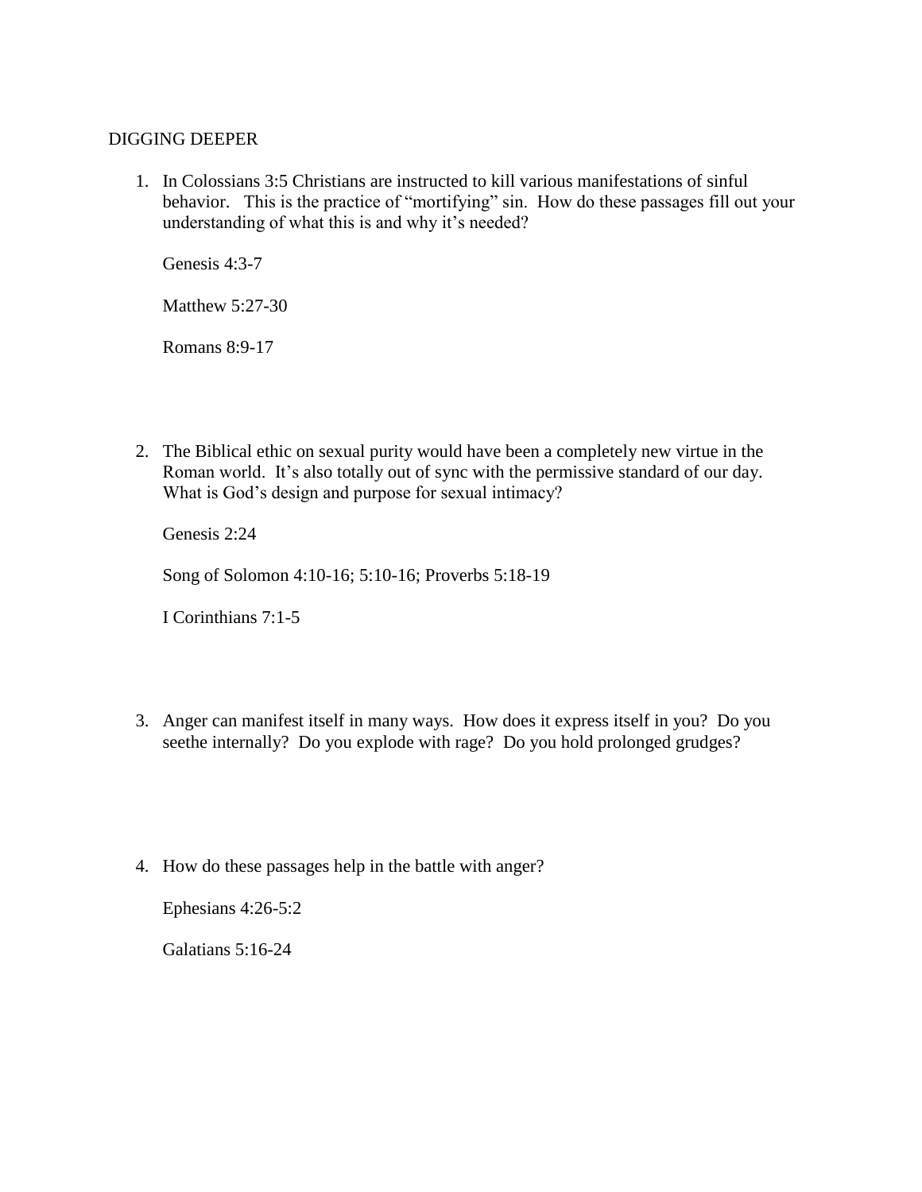DIGGING DEEPER

1. In Colossians 3:5 Christians are instructed to kill various manifestations of sinful behavior. This is the practice of "mortifying" sin. How do these passages fill out your understanding of what this is and why it's needed?

   Genesis 4:3-7

   Matthew 5:27-30

   Romans 8:9-17

2. The Biblical ethic on sexual purity would have been a completely new virtue in the Roman world. It's also totally out of sync with the permissive standard of our day. What is God's design and purpose for sexual intimacy?

   Genesis 2:24

   Song of Solomon 4:10-16; 5:10-16; Proverbs 5:18-19

   I Corinthians 7:1-5

3. Anger can manifest itself in many ways. How does it express itself in you? Do you seethe internally? Do you explode with rage? Do you hold prolonged grudges?

4. How do these passages help in the battle with anger?

   Ephesians 4:26-5:2

   Galatians 5:16-24